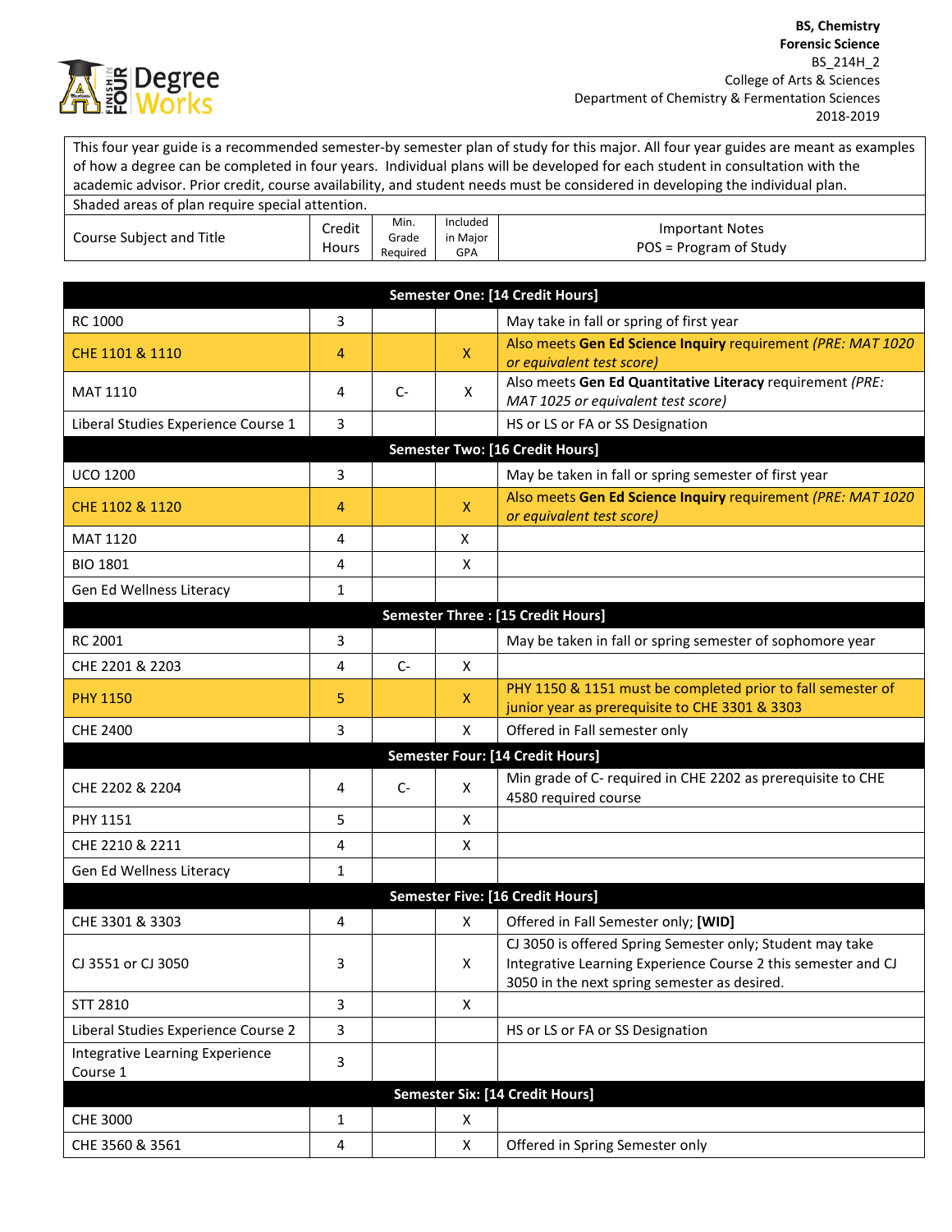**BS, Chemistry**
**Forensic Science**
BS_214H_2
College of Arts & Sciences
Department of Chemistry & Fermentation Sciences
2018-2019

This four year guide is a recommended semester-by semester plan of study for this major. All four year guides are meant as examples of how a degree can be completed in four years. Individual plans will be developed for each student in consultation with the academic advisor. Prior credit, course availability, and student needs must be considered in developing the individual plan.

Shaded areas of plan require special attention.

| Course Subject and Title | Credit Hours | Min. Grade Required | Included in Major GPA | Important Notes POS = Program of Study |
|---|---|---|---|---|
| **Semester One: [14 Credit Hours]** | | | | |
| RC 1000 | 3 | | | May take in fall or spring of first year |
| CHE 1101 & 1110 | 4 | | X | Also meets **Gen Ed Science Inquiry** requirement *(PRE: MAT 1020 or equivalent test score)* |
| MAT 1110 | 4 | C- | X | Also meets **Gen Ed Quantitative Literacy** requirement *(PRE: MAT 1025 or equivalent test score)* |
| Liberal Studies Experience Course 1 | 3 | | | HS or LS or FA or SS Designation |
| **Semester Two: [16 Credit Hours]** | | | | |
| UCO 1200 | 3 | | | May be taken in fall or spring semester of first year |
| CHE 1102 & 1120 | 4 | | X | Also meets **Gen Ed Science Inquiry** requirement *(PRE: MAT 1020 or equivalent test score)* |
| MAT 1120 | 4 | | X | |
| BIO 1801 | 4 | | X | |
| Gen Ed Wellness Literacy | 1 | | | |
| **Semester Three : [15 Credit Hours]** | | | | |
| RC 2001 | 3 | | | May be taken in fall or spring semester of sophomore year |
| CHE 2201 & 2203 | 4 | C- | X | |
| PHY 1150 | 5 | | X | PHY 1150 & 1151 must be completed prior to fall semester of junior year as prerequisite to CHE 3301 & 3303 |
| CHE 2400 | 3 | | X | Offered in Fall semester only |
| **Semester Four: [14 Credit Hours]** | | | | |
| CHE 2202 & 2204 | 4 | C- | X | Min grade of C- required in CHE 2202 as prerequisite to CHE 4580 required course |
| PHY 1151 | 5 | | X | |
| CHE 2210 & 2211 | 4 | | X | |
| Gen Ed Wellness Literacy | 1 | | | |
| **Semester Five: [16 Credit Hours]** | | | | |
| CHE 3301 & 3303 | 4 | | X | Offered in Fall Semester only; **[WID]** |
| CJ 3551 or CJ 3050 | 3 | | X | CJ 3050 is offered Spring Semester only; Student may take Integrative Learning Experience Course 2 this semester and CJ 3050 in the next spring semester as desired. |
| STT 2810 | 3 | | X | |
| Liberal Studies Experience Course 2 | 3 | | | HS or LS or FA or SS Designation |
| Integrative Learning Experience Course 1 | 3 | | | |
| **Semester Six: [14 Credit Hours]** | | | | |
| CHE 3000 | 1 | | X | |
| CHE 3560 & 3561 | 4 | | X | Offered in Spring Semester only |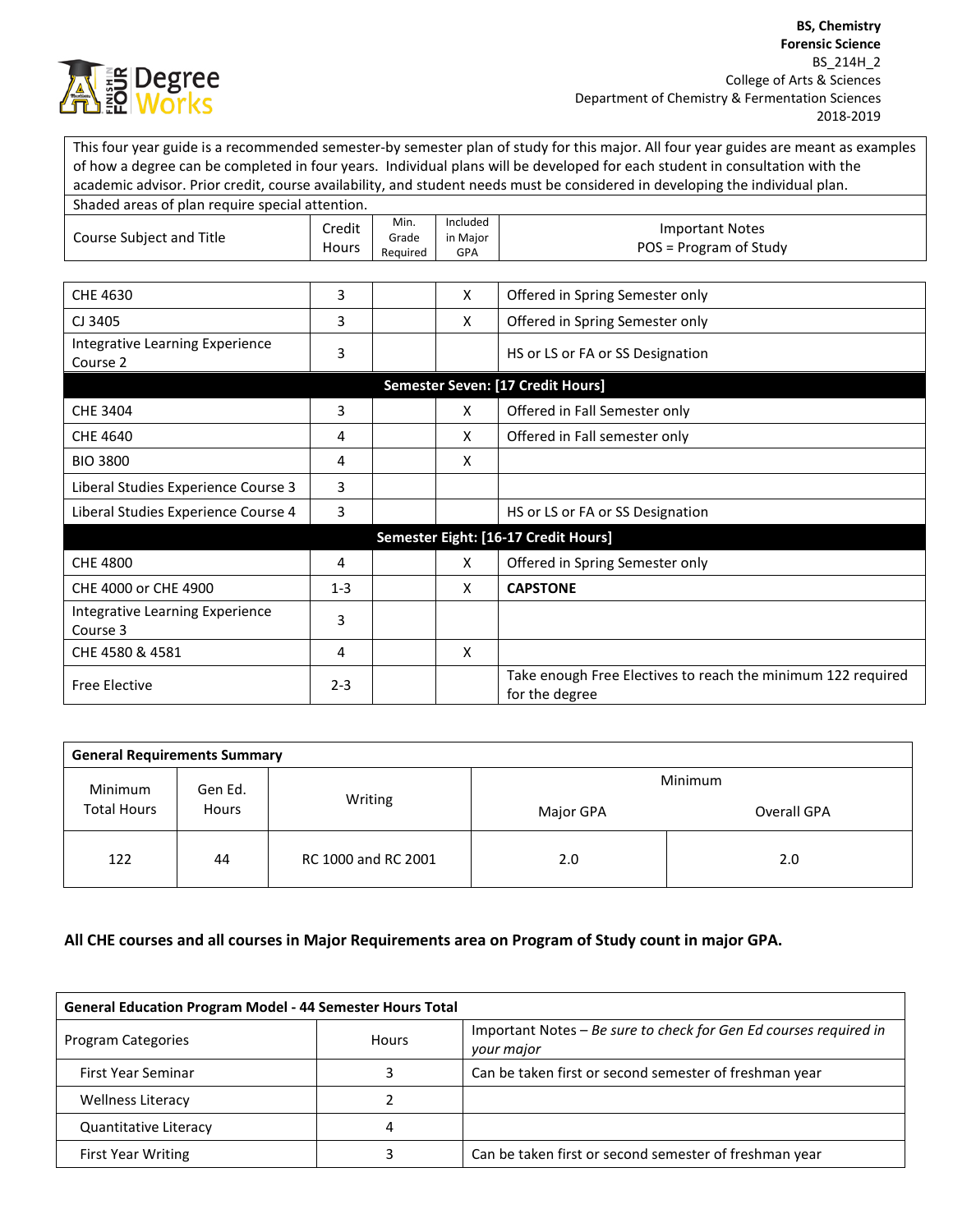**BS, Chemistry**
**Forensic Science**
BS_214H_2
College of Arts & Sciences
Department of Chemistry & Fermentation Sciences
2018-2019

| This four year guide is a recommended semester-by semester plan of study for this major. All four year guides are meant as examples of how a degree can be completed in four years. Individual plans will be developed for each student in consultation with the academic advisor. Prior credit, course availability, and student needs must be considered in developing the individual plan. | | | | |
|---|---|---|---|---|
| Shaded areas of plan require special attention. | | | | |
| Course Subject and Title | Credit Hours | Min. Grade Required | Included in Major GPA | Important Notes POS = Program of Study |
| CHE 4630 | 3 | | X | Offered in Spring Semester only |
| CJ 3405 | 3 | | X | Offered in Spring Semester only |
| Integrative Learning Experience Course 2 | 3 | | | HS or LS or FA or SS Designation |
| **Semester Seven: [17 Credit Hours]** | | | | |
| CHE 3404 | 3 | | X | Offered in Fall Semester only |
| CHE 4640 | 4 | | X | Offered in Fall semester only |
| BIO 3800 | 4 | | X | |
| Liberal Studies Experience Course 3 | 3 | | | |
| Liberal Studies Experience Course 4 | 3 | | | HS or LS or FA or SS Designation |
| **Semester Eight: [16-17 Credit Hours]** | | | | |
| CHE 4800 | 4 | | X | Offered in Spring Semester only |
| CHE 4000 or CHE 4900 | 1-3 | | X | **CAPSTONE** |
| Integrative Learning Experience Course 3 | 3 | | | |
| CHE 4580 & 4581 | 4 | | X | |
| Free Elective | 2-3 | | | Take enough Free Electives to reach the minimum 122 required for the degree |

| **General Requirements Summary** | | | | |
|---|---|---|---|---|
| Minimum Total Hours | Gen Ed. Hours | Writing | Minimum Major GPA | Minimum Overall GPA |
| 122 | 44 | RC 1000 and RC 2001 | 2.0 | 2.0 |

**All CHE courses and all courses in Major Requirements area on Program of Study count in major GPA.**

| **General Education Program Model - 44 Semester Hours Total** | | |
|---|---|---|
| Program Categories | Hours | Important Notes – *Be sure to check for Gen Ed courses required in your major* |
| First Year Seminar | 3 | Can be taken first or second semester of freshman year |
| Wellness Literacy | 2 | |
| Quantitative Literacy | 4 | |
| First Year Writing | 3 | Can be taken first or second semester of freshman year |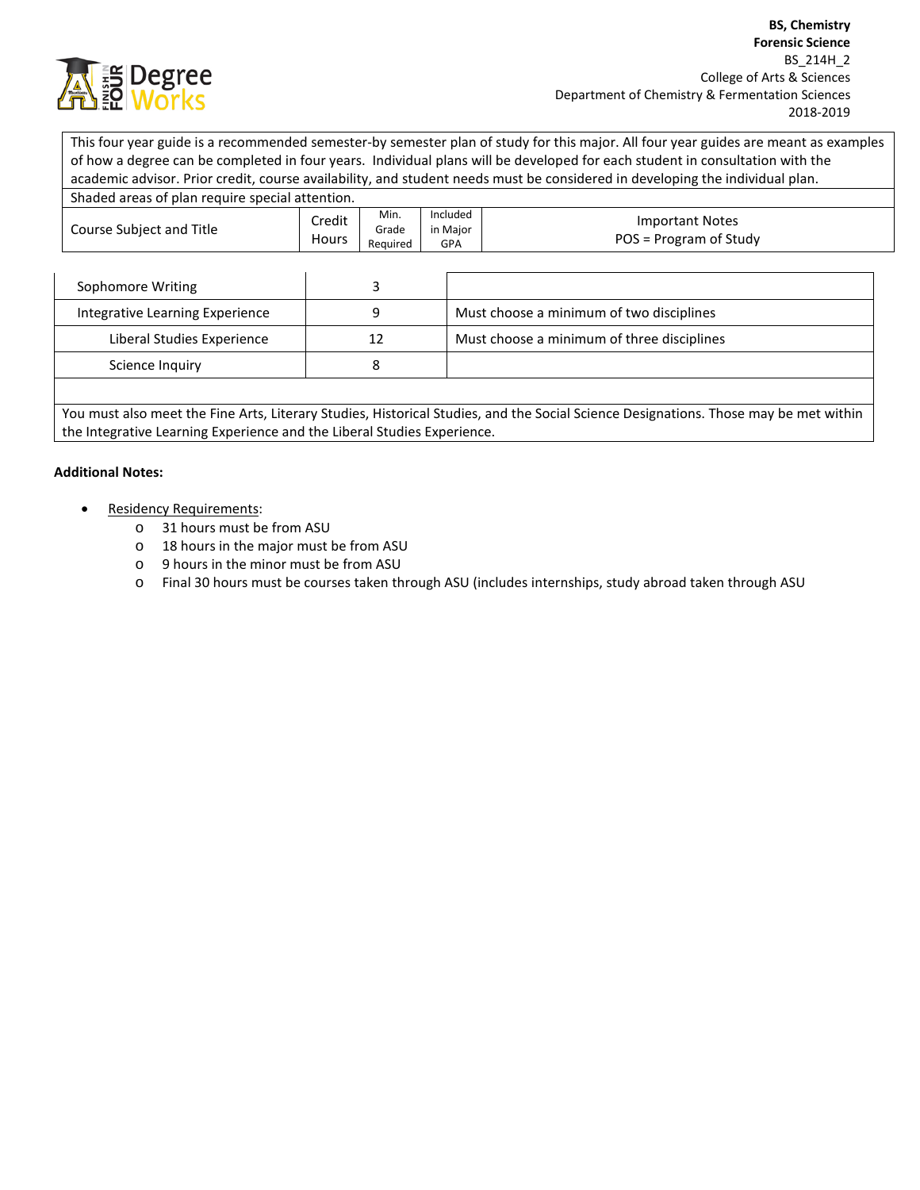**BS, Chemistry**
**Forensic Science**
BS_214H_2
College of Arts & Sciences
Department of Chemistry & Fermentation Sciences
2018-2019

This four year guide is a recommended semester-by semester plan of study for this major. All four year guides are meant as examples of how a degree can be completed in four years. Individual plans will be developed for each student in consultation with the academic advisor. Prior credit, course availability, and student needs must be considered in developing the individual plan.

Shaded areas of plan require special attention.

| Course Subject and Title | Credit Hours | Min. Grade Required | Included in Major GPA | Important Notes<br>POS = Program of Study |
|---|---|---|---|---|

| | | |
|---|---|---|
| Sophomore Writing | 3 | |
| Integrative Learning Experience | 9 | Must choose a minimum of two disciplines |
| Liberal Studies Experience | 12 | Must choose a minimum of three disciplines |
| Science Inquiry | 8 | |

You must also meet the Fine Arts, Literary Studies, Historical Studies, and the Social Science Designations. Those may be met within the Integrative Learning Experience and the Liberal Studies Experience.

**Additional Notes:**

- Residency Requirements:
  - 31 hours must be from ASU
  - 18 hours in the major must be from ASU
  - 9 hours in the minor must be from ASU
  - Final 30 hours must be courses taken through ASU (includes internships, study abroad taken through ASU